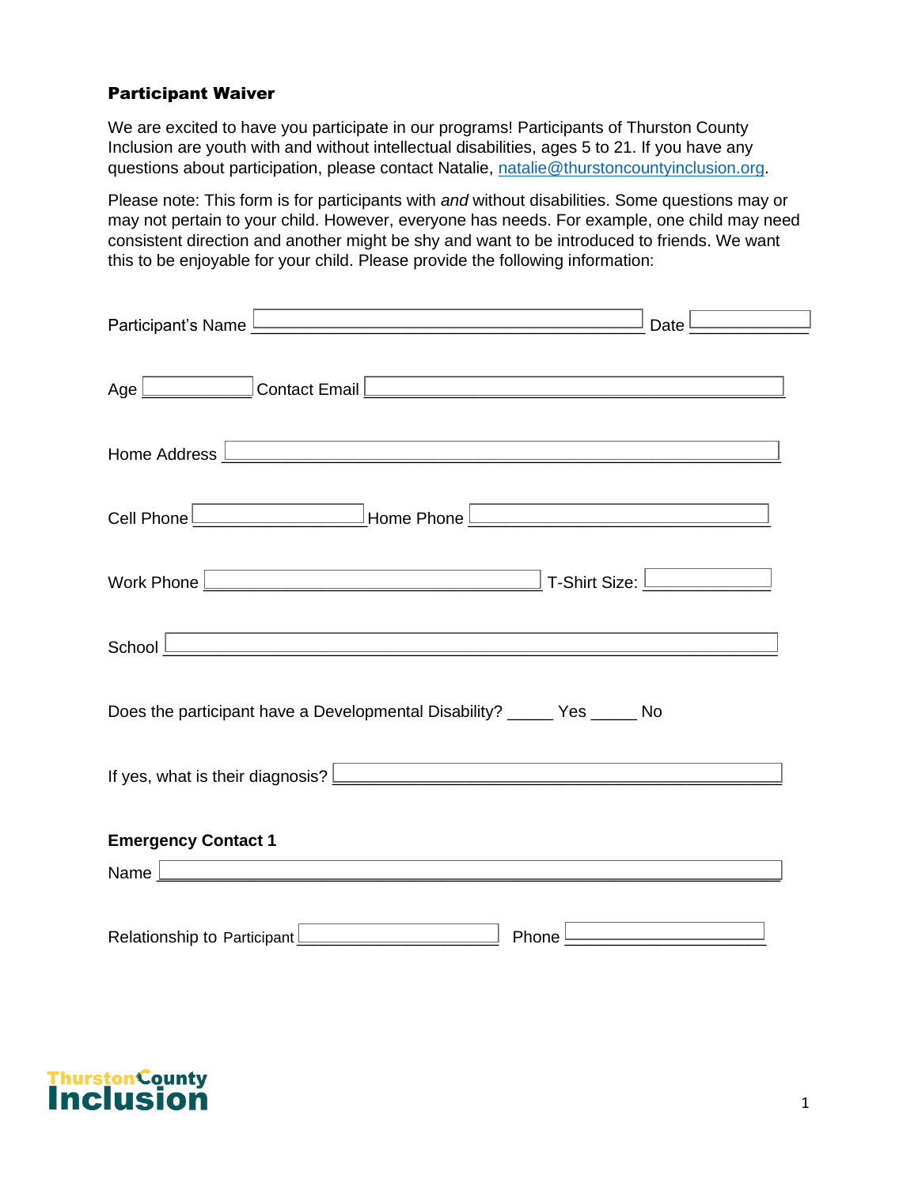## Participant Waiver

We are excited to have you participate in our programs! Participants of Thurston County Inclusion are youth with and without intellectual disabilities, ages 5 to 21. If you have any questions about participation, please contact Natalie, natalie@thurstoncountyinclusion.org.

Please note: This form is for participants with *and* without disabilities. Some questions may or may not pertain to your child. However, everyone has needs. For example, one child may need consistent direction and another might be shy and want to be introduced to friends. We want this to be enjoyable for your child. Please provide the following information:

Participant's Name ______________________________ Date __________

Age __________ Contact Email ______________________________

Home Address ______________________________

Cell Phone ______________ Home Phone ______________________

Work Phone ______________________ T-Shirt Size: __________

School ______________________________

Does the participant have a Developmental Disability? _____ Yes _____ No

If yes, what is their diagnosis? ______________________________

**Emergency Contact 1**

Name ______________________________

Relationship to Participant ______________ Phone ______________

Thurston County Inclusion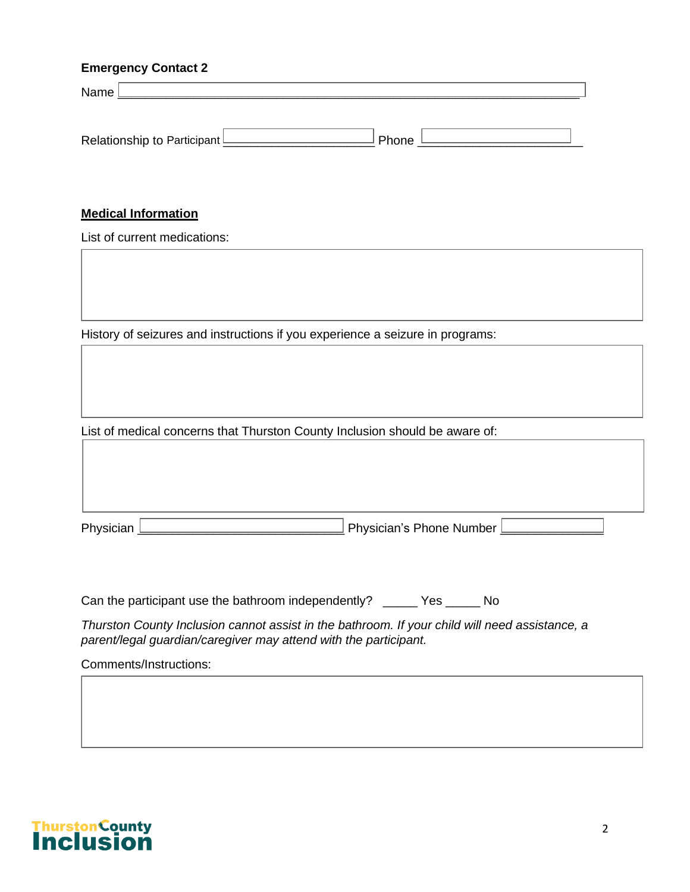**Emergency Contact 2**

Name ______________________________________________

Relationship to Participant ____________________ Phone ____________________

**<u>Medical Information</u>**

List of current medications:

History of seizures and instructions if you experience a seizure in programs:

List of medical concerns that Thurston County Inclusion should be aware of:

Physician __________________________ Physician's Phone Number ______________

Can the participant use the bathroom independently? _____ Yes _____ No

*Thurston County Inclusion cannot assist in the bathroom. If your child will need assistance, a parent/legal guardian/caregiver may attend with the participant.*

Comments/Instructions: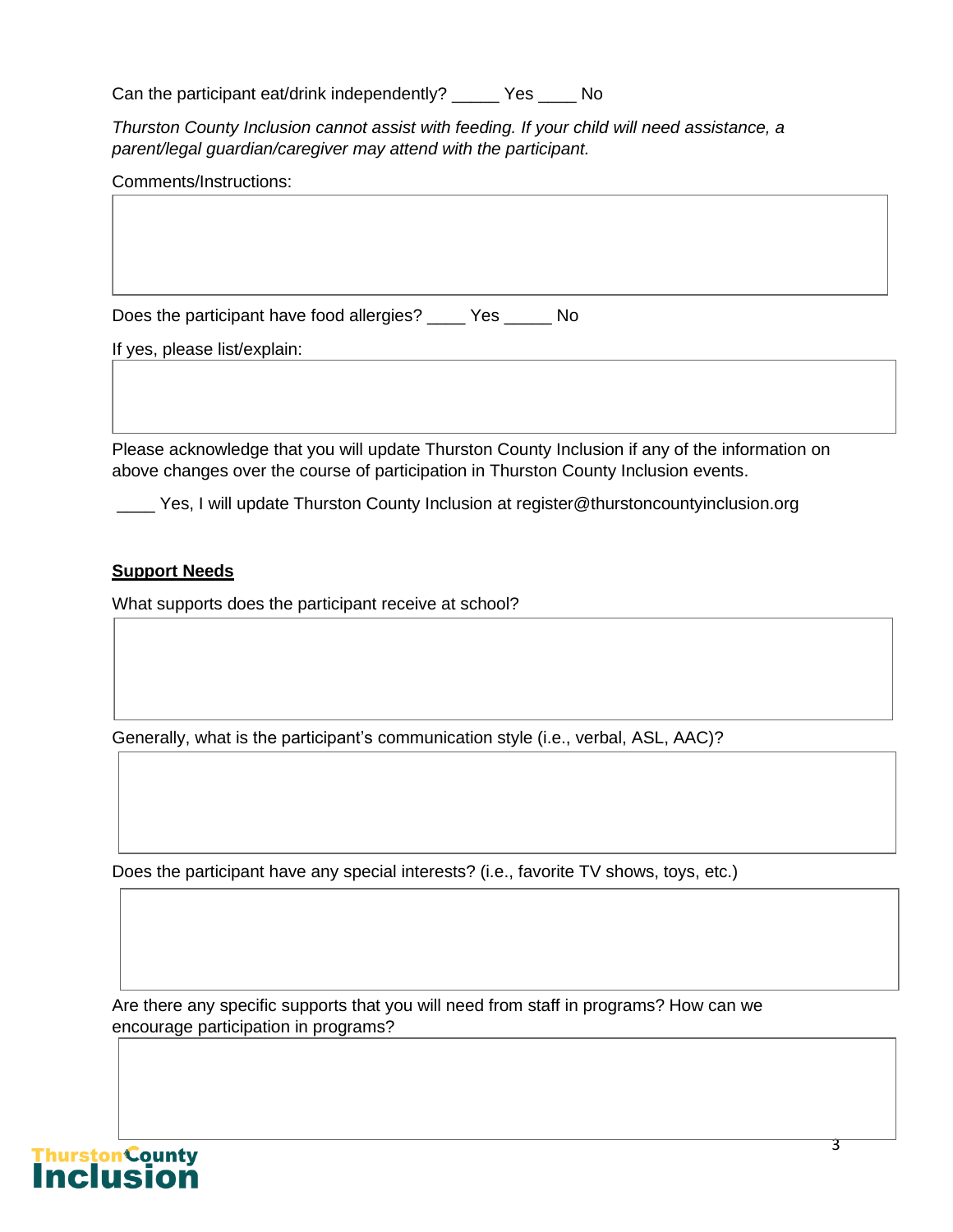Can the participant eat/drink independently? _____ Yes ____ No

*Thurston County Inclusion cannot assist with feeding. If your child will need assistance, a parent/legal guardian/caregiver may attend with the participant.*

Comments/Instructions:

Does the participant have food allergies? ____ Yes _____ No

If yes, please list/explain:

Please acknowledge that you will update Thurston County Inclusion if any of the information on above changes over the course of participation in Thurston County Inclusion events.

____ Yes, I will update Thurston County Inclusion at register@thurstoncountyinclusion.org

**Support Needs**

What supports does the participant receive at school?

Generally, what is the participant's communication style (i.e., verbal, ASL, AAC)?

Does the participant have any special interests? (i.e., favorite TV shows, toys, etc.)

Are there any specific supports that you will need from staff in programs? How can we encourage participation in programs?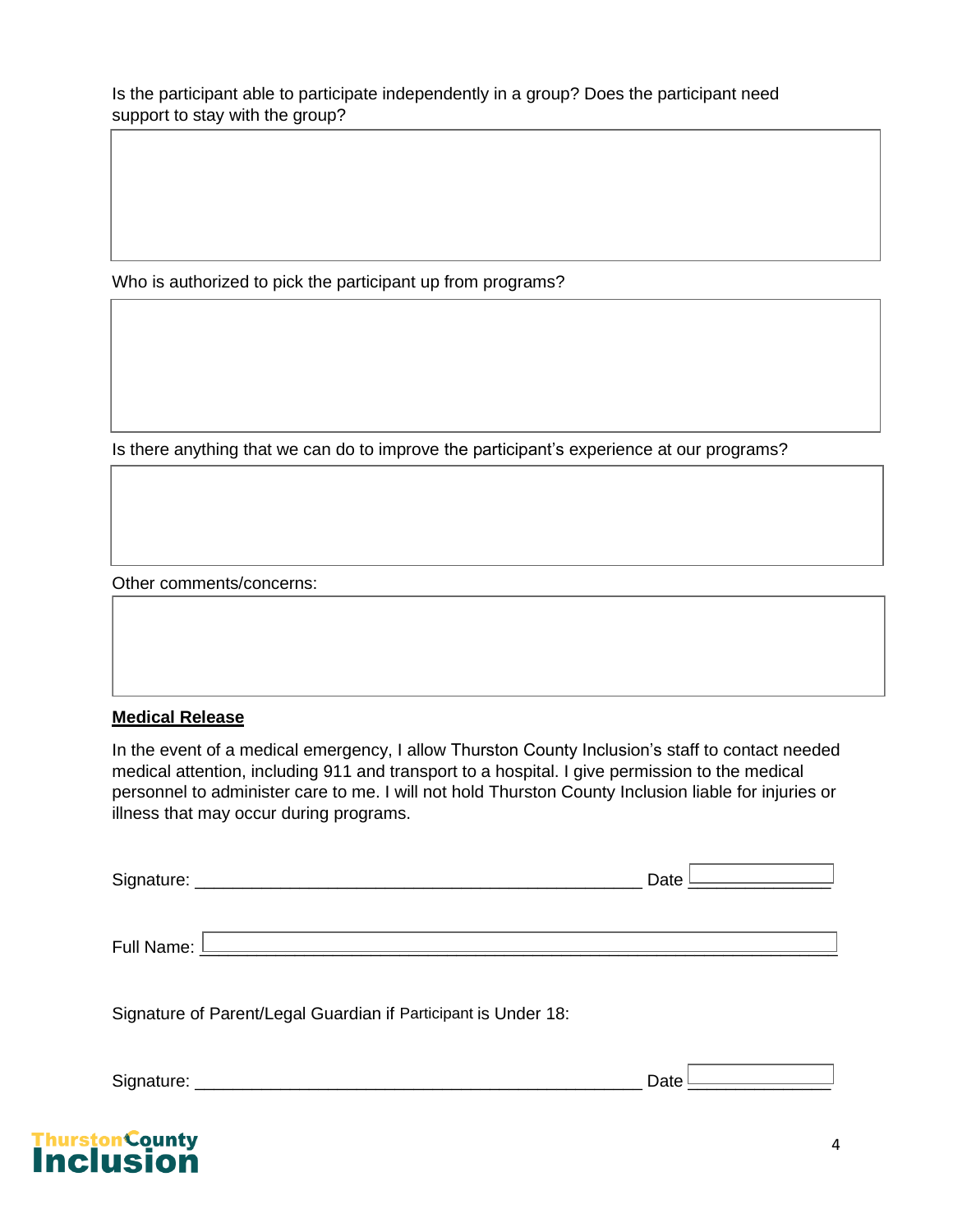Is the participant able to participate independently in a group? Does the participant need support to stay with the group?

Who is authorized to pick the participant up from programs?

Is there anything that we can do to improve the participant's experience at our programs?

Other comments/concerns:

**Medical Release**

In the event of a medical emergency, I allow Thurston County Inclusion's staff to contact needed medical attention, including 911 and transport to a hospital. I give permission to the medical personnel to administer care to me. I will not hold Thurston County Inclusion liable for injuries or illness that may occur during programs.

Signature: _______________________________________________ Date _______________

Full Name: _______________________________________________________________

Signature of Parent/Legal Guardian if Participant is Under 18:

Signature: _______________________________________________ Date _______________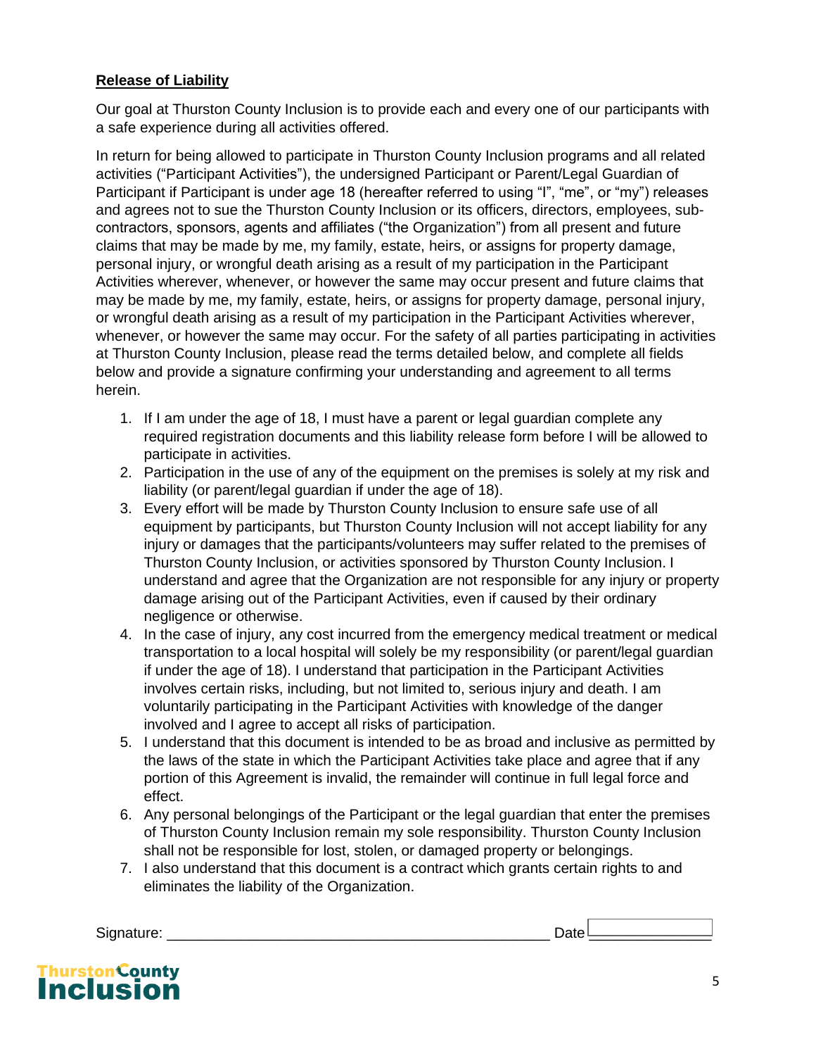**Release of Liability**

Our goal at Thurston County Inclusion is to provide each and every one of our participants with a safe experience during all activities offered.

In return for being allowed to participate in Thurston County Inclusion programs and all related activities ("Participant Activities"), the undersigned Participant or Parent/Legal Guardian of Participant if Participant is under age 18 (hereafter referred to using "I", "me", or "my") releases and agrees not to sue the Thurston County Inclusion or its officers, directors, employees, sub-contractors, sponsors, agents and affiliates ("the Organization") from all present and future claims that may be made by me, my family, estate, heirs, or assigns for property damage, personal injury, or wrongful death arising as a result of my participation in the Participant Activities wherever, whenever, or however the same may occur present and future claims that may be made by me, my family, estate, heirs, or assigns for property damage, personal injury, or wrongful death arising as a result of my participation in the Participant Activities wherever, whenever, or however the same may occur. For the safety of all parties participating in activities at Thurston County Inclusion, please read the terms detailed below, and complete all fields below and provide a signature confirming your understanding and agreement to all terms herein.

1. If I am under the age of 18, I must have a parent or legal guardian complete any required registration documents and this liability release form before I will be allowed to participate in activities.
2. Participation in the use of any of the equipment on the premises is solely at my risk and liability (or parent/legal guardian if under the age of 18).
3. Every effort will be made by Thurston County Inclusion to ensure safe use of all equipment by participants, but Thurston County Inclusion will not accept liability for any injury or damages that the participants/volunteers may suffer related to the premises of Thurston County Inclusion, or activities sponsored by Thurston County Inclusion. I understand and agree that the Organization are not responsible for any injury or property damage arising out of the Participant Activities, even if caused by their ordinary negligence or otherwise.
4. In the case of injury, any cost incurred from the emergency medical treatment or medical transportation to a local hospital will solely be my responsibility (or parent/legal guardian if under the age of 18). I understand that participation in the Participant Activities involves certain risks, including, but not limited to, serious injury and death. I am voluntarily participating in the Participant Activities with knowledge of the danger involved and I agree to accept all risks of participation.
5. I understand that this document is intended to be as broad and inclusive as permitted by the laws of the state in which the Participant Activities take place and agree that if any portion of this Agreement is invalid, the remainder will continue in full legal force and effect.
6. Any personal belongings of the Participant or the legal guardian that enter the premises of Thurston County Inclusion remain my sole responsibility. Thurston County Inclusion shall not be responsible for lost, stolen, or damaged property or belongings.
7. I also understand that this document is a contract which grants certain rights to and eliminates the liability of the Organization.

Signature: _______________________________________________ Date _______________

Thurston County Inclusion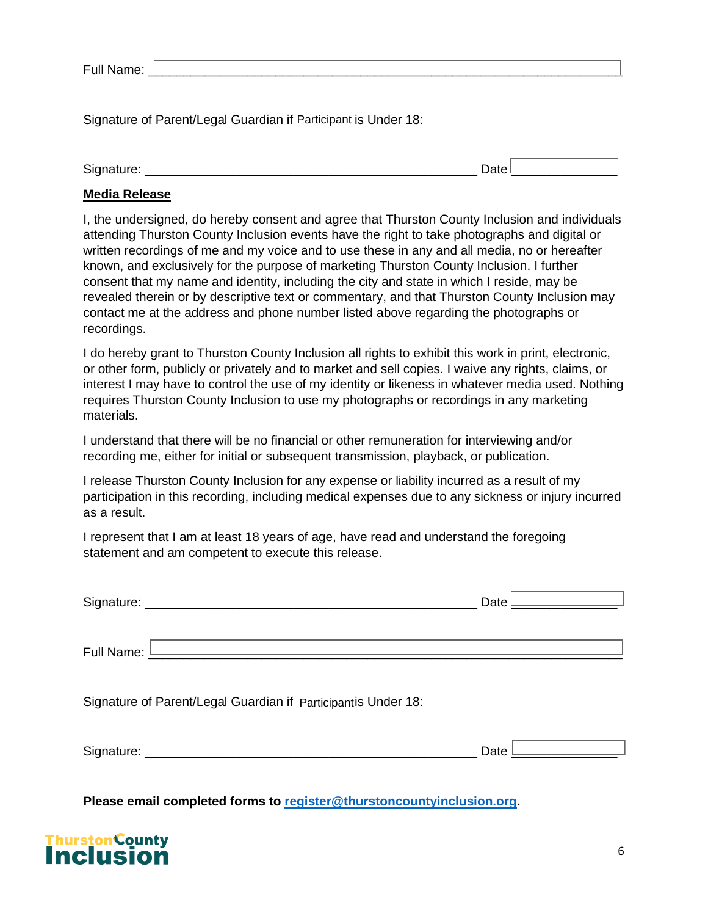Full Name: ____________________________________________

Signature of Parent/Legal Guardian if Participant is Under 18:

Signature: ____________________________________________ Date ______________

**Media Release**

I, the undersigned, do hereby consent and agree that Thurston County Inclusion and individuals attending Thurston County Inclusion events have the right to take photographs and digital or written recordings of me and my voice and to use these in any and all media, no or hereafter known, and exclusively for the purpose of marketing Thurston County Inclusion. I further consent that my name and identity, including the city and state in which I reside, may be revealed therein or by descriptive text or commentary, and that Thurston County Inclusion may contact me at the address and phone number listed above regarding the photographs or recordings.

I do hereby grant to Thurston County Inclusion all rights to exhibit this work in print, electronic, or other form, publicly or privately and to market and sell copies. I waive any rights, claims, or interest I may have to control the use of my identity or likeness in whatever media used. Nothing requires Thurston County Inclusion to use my photographs or recordings in any marketing materials.

I understand that there will be no financial or other remuneration for interviewing and/or recording me, either for initial or subsequent transmission, playback, or publication.

I release Thurston County Inclusion for any expense or liability incurred as a result of my participation in this recording, including medical expenses due to any sickness or injury incurred as a result.

I represent that I am at least 18 years of age, have read and understand the foregoing statement and am competent to execute this release.

Signature: ____________________________________________ Date ______________

Full Name: ____________________________________________

Signature of Parent/Legal Guardian if Participantis Under 18:

Signature: ____________________________________________ Date ______________

**Please email completed forms to [register@thurstoncountyinclusion.org](mailto:register@thurstoncountyinclusion.org).**

Thurston County Inclusion